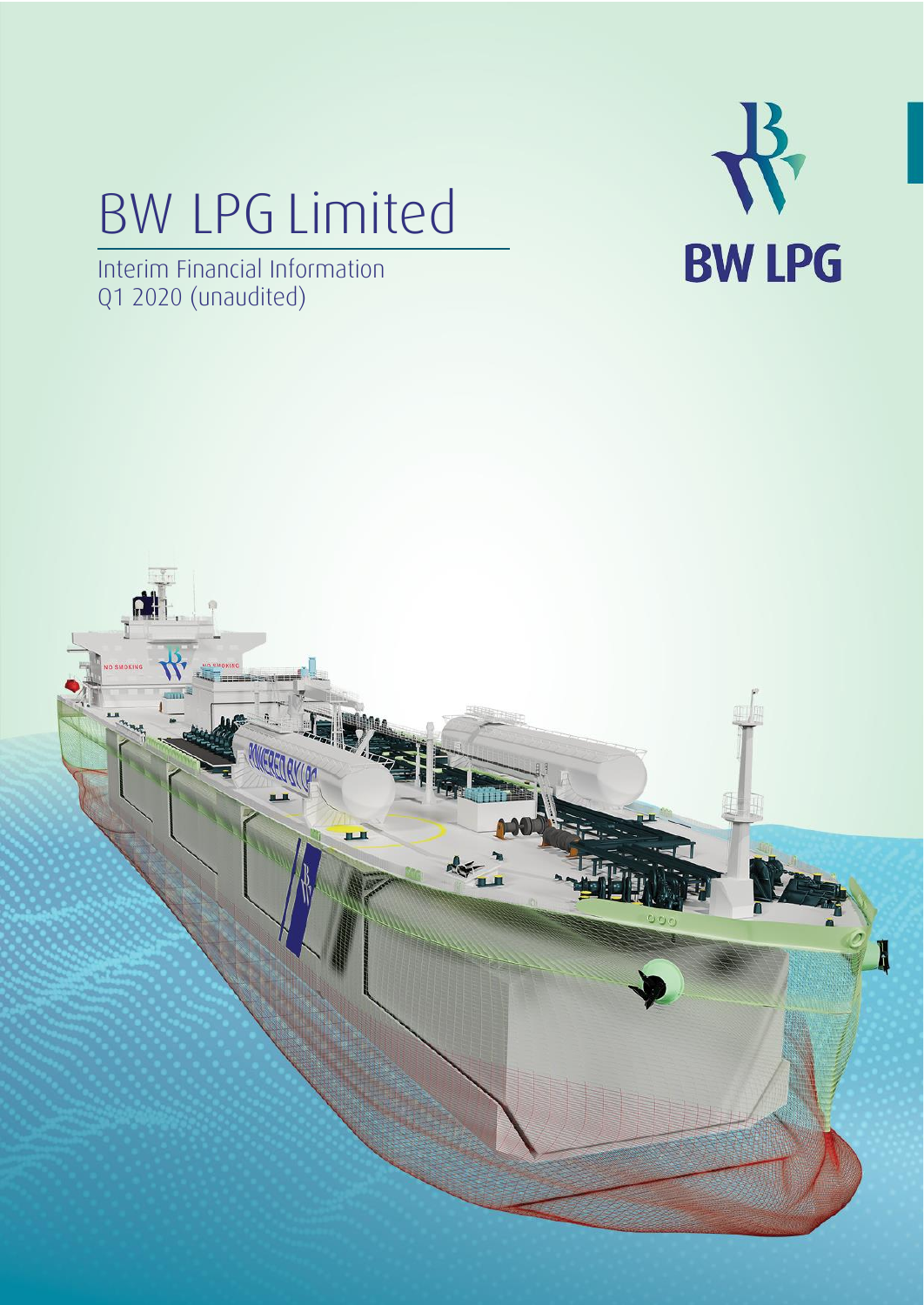# BW LPG Limited

Interim Financial Information
Q1 2020 (unaudited)

BW LPG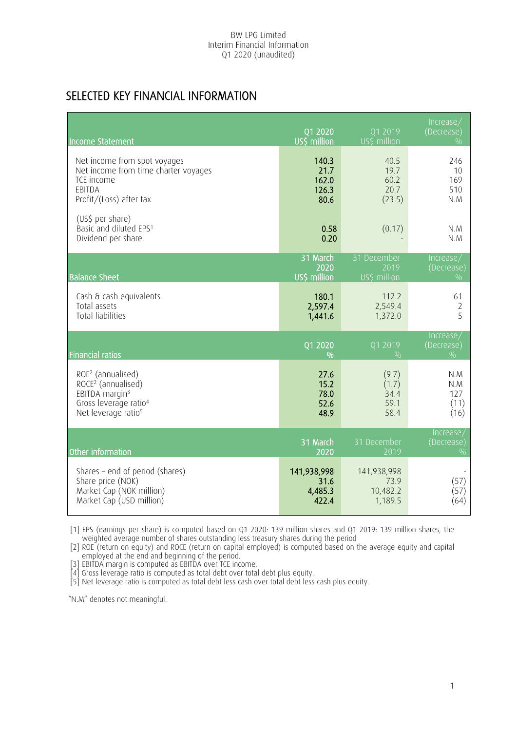BW LPG Limited
Interim Financial Information
Q1 2020 (unaudited)

# SELECTED KEY FINANCIAL INFORMATION

| Income Statement | Q1 2020 US$ million | Q1 2019 US$ million | Increase/ (Decrease) % |
|---|---|---|---|
| Net income from spot voyages | 140.3 | 40.5 | 246 |
| Net income from time charter voyages | 21.7 | 19.7 | 10 |
| TCE income | 162.0 | 60.2 | 169 |
| EBITDA | 126.3 | 20.7 | 510 |
| Profit/(Loss) after tax | 80.6 | (23.5) | N.M |
| (US$ per share) | | | |
| Basic and diluted EPS[1] | 0.58 | (0.17) | N.M |
| Dividend per share | 0.20 | - | N.M |

| Balance Sheet | 31 March 2020 US$ million | 31 December 2019 US$ million | Increase/ (Decrease) % |
|---|---|---|---|
| Cash & cash equivalents | 180.1 | 112.2 | 61 |
| Total assets | 2,597.4 | 2,549.4 | 2 |
| Total liabilities | 1,441.6 | 1,372.0 | 5 |

| Financial ratios | Q1 2020 % | Q1 2019 % | Increase/ (Decrease) % |
|---|---|---|---|
| ROE[2] (annualised) | 27.6 | (9.7) | N.M |
| ROCE[2] (annualised) | 15.2 | (1.7) | N.M |
| EBITDA margin[3] | 78.0 | 34.4 | 127 |
| Gross leverage ratio[4] | 52.6 | 59.1 | (11) |
| Net leverage ratio[5] | 48.9 | 58.4 | (16) |

| Other information | 31 March 2020 | 31 December 2019 | Increase/ (Decrease) % |
|---|---|---|---|
| Shares – end of period (shares) | 141,938,998 | 141,938,998 | - |
| Share price (NOK) | 31.6 | 73.9 | (57) |
| Market Cap (NOK million) | 4,485.3 | 10,482.2 | (57) |
| Market Cap (USD million) | 422.4 | 1,189.5 | (64) |

[1] EPS (earnings per share) is computed based on Q1 2020: 139 million shares and Q1 2019: 139 million shares, the weighted average number of shares outstanding less treasury shares during the period
[2] ROE (return on equity) and ROCE (return on capital employed) is computed based on the average equity and capital employed at the end and beginning of the period.
[3] EBITDA margin is computed as EBITDA over TCE income.
[4] Gross leverage ratio is computed as total debt over total debt plus equity.
[5] Net leverage ratio is computed as total debt less cash over total debt less cash plus equity.

"N.M" denotes not meaningful.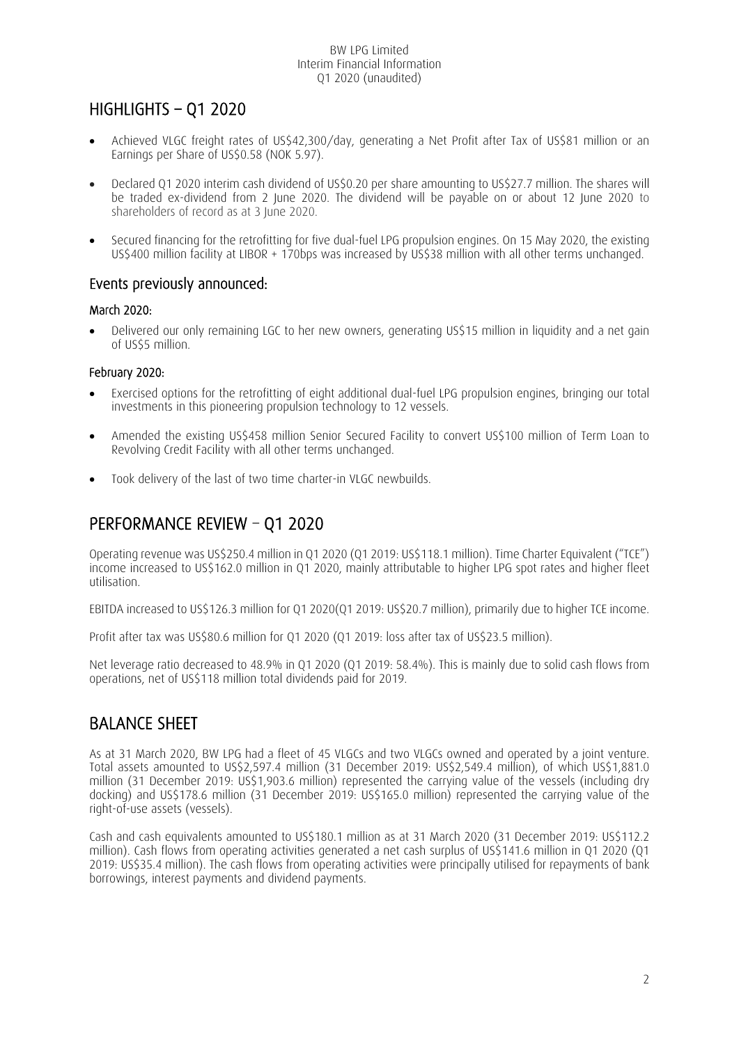## HIGHLIGHTS – Q1 2020

- Achieved VLGC freight rates of US$42,300/day, generating a Net Profit after Tax of US$81 million or an Earnings per Share of US$0.58 (NOK 5.97).
- Declared Q1 2020 interim cash dividend of US$0.20 per share amounting to US$27.7 million. The shares will be traded ex-dividend from 2 June 2020. The dividend will be payable on or about 12 June 2020 to shareholders of record as at 3 June 2020.
- Secured financing for the retrofitting for five dual-fuel LPG propulsion engines. On 15 May 2020, the existing US$400 million facility at LIBOR + 170bps was increased by US$38 million with all other terms unchanged.

### Events previously announced:

#### March 2020:

- Delivered our only remaining LGC to her new owners, generating US$15 million in liquidity and a net gain of US$5 million.

#### February 2020:

- Exercised options for the retrofitting of eight additional dual-fuel LPG propulsion engines, bringing our total investments in this pioneering propulsion technology to 12 vessels.
- Amended the existing US$458 million Senior Secured Facility to convert US$100 million of Term Loan to Revolving Credit Facility with all other terms unchanged.
- Took delivery of the last of two time charter-in VLGC newbuilds.

## PERFORMANCE REVIEW – Q1 2020

Operating revenue was US$250.4 million in Q1 2020 (Q1 2019: US$118.1 million). Time Charter Equivalent ("TCE") income increased to US$162.0 million in Q1 2020, mainly attributable to higher LPG spot rates and higher fleet utilisation.

EBITDA increased to US$126.3 million for Q1 2020(Q1 2019: US$20.7 million), primarily due to higher TCE income.

Profit after tax was US$80.6 million for Q1 2020 (Q1 2019: loss after tax of US$23.5 million).

Net leverage ratio decreased to 48.9% in Q1 2020 (Q1 2019: 58.4%). This is mainly due to solid cash flows from operations, net of US$118 million total dividends paid for 2019.

## BALANCE SHEET

As at 31 March 2020, BW LPG had a fleet of 45 VLGCs and two VLGCs owned and operated by a joint venture. Total assets amounted to US$2,597.4 million (31 December 2019: US$2,549.4 million), of which US$1,881.0 million (31 December 2019: US$1,903.6 million) represented the carrying value of the vessels (including dry docking) and US$178.6 million (31 December 2019: US$165.0 million) represented the carrying value of the right-of-use assets (vessels).

Cash and cash equivalents amounted to US$180.1 million as at 31 March 2020 (31 December 2019: US$112.2 million). Cash flows from operating activities generated a net cash surplus of US$141.6 million in Q1 2020 (Q1 2019: US$35.4 million). The cash flows from operating activities were principally utilised for repayments of bank borrowings, interest payments and dividend payments.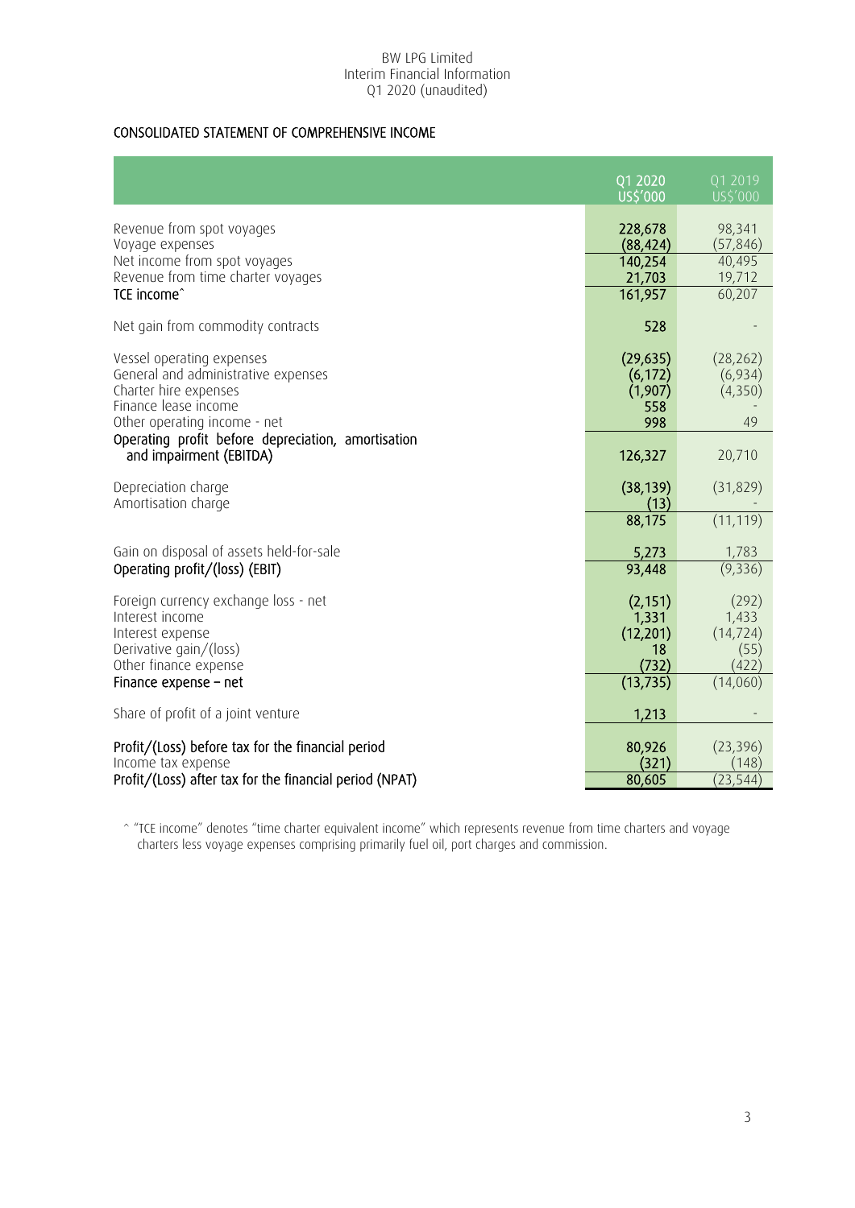## CONSOLIDATED STATEMENT OF COMPREHENSIVE INCOME

| | Q1 2020 US$'000 | Q1 2019 US$'000 |
|---|---|---|
| Revenue from spot voyages | 228,678 | 98,341 |
| Voyage expenses | (88,424) | (57,846) |
| Net income from spot voyages | 140,254 | 40,495 |
| Revenue from time charter voyages | 21,703 | 19,712 |
| TCE income^ | 161,957 | 60,207 |
| | | |
| Net gain from commodity contracts | 528 | - |
| | | |
| Vessel operating expenses | (29,635) | (28,262) |
| General and administrative expenses | (6,172) | (6,934) |
| Charter hire expenses | (1,907) | (4,350) |
| Finance lease income | 558 | - |
| Other operating income - net | 998 | 49 |
| Operating profit before depreciation, amortisation and impairment (EBITDA) | 126,327 | 20,710 |
| | | |
| Depreciation charge | (38,139) | (31,829) |
| Amortisation charge | (13) | - |
| | 88,175 | (11,119) |
| | | |
| Gain on disposal of assets held-for-sale | 5,273 | 1,783 |
| Operating profit/(loss) (EBIT) | 93,448 | (9,336) |
| | | |
| Foreign currency exchange loss - net | (2,151) | (292) |
| Interest income | 1,331 | 1,433 |
| Interest expense | (12,201) | (14,724) |
| Derivative gain/(loss) | 18 | (55) |
| Other finance expense | (732) | (422) |
| Finance expense – net | (13,735) | (14,060) |
| | | |
| Share of profit of a joint venture | 1,213 | - |
| | | |
| Profit/(Loss) before tax for the financial period | 80,926 | (23,396) |
| Income tax expense | (321) | (148) |
| Profit/(Loss) after tax for the financial period (NPAT) | 80,605 | (23,544) |

^ "TCE income" denotes "time charter equivalent income" which represents revenue from time charters and voyage charters less voyage expenses comprising primarily fuel oil, port charges and commission.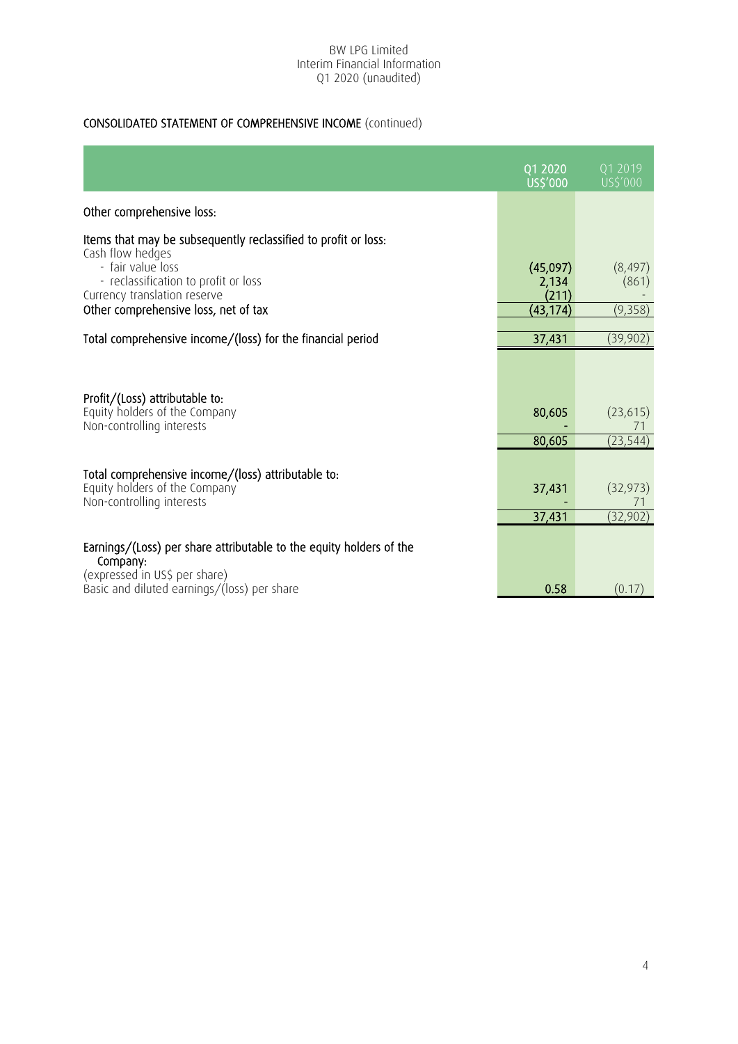## CONSOLIDATED STATEMENT OF COMPREHENSIVE INCOME (continued)

| | Q1 2020 US$'000 | Q1 2019 US$'000 |
|---|---|---|
| **Other comprehensive loss:** | | |
| **Items that may be subsequently reclassified to profit or loss:** | | |
| Cash flow hedges | | |
| - fair value loss | (45,097) | (8,497) |
| - reclassification to profit or loss | 2,134 | (861) |
| Currency translation reserve | (211) | - |
| **Other comprehensive loss, net of tax** | (43,174) | (9,358) |
| **Total comprehensive income/(loss) for the financial period** | 37,431 | (39,902) |
| | | |
| **Profit/(Loss) attributable to:** | | |
| Equity holders of the Company | 80,605 | (23,615) |
| Non-controlling interests | - | 71 |
| | 80,605 | (23,544) |
| | | |
| **Total comprehensive income/(loss) attributable to:** | | |
| Equity holders of the Company | 37,431 | (32,973) |
| Non-controlling interests | - | 71 |
| | 37,431 | (32,902) |
| | | |
| **Earnings/(Loss) per share attributable to the equity holders of the Company:** | | |
| (expressed in US$ per share) | | |
| Basic and diluted earnings/(loss) per share | 0.58 | (0.17) |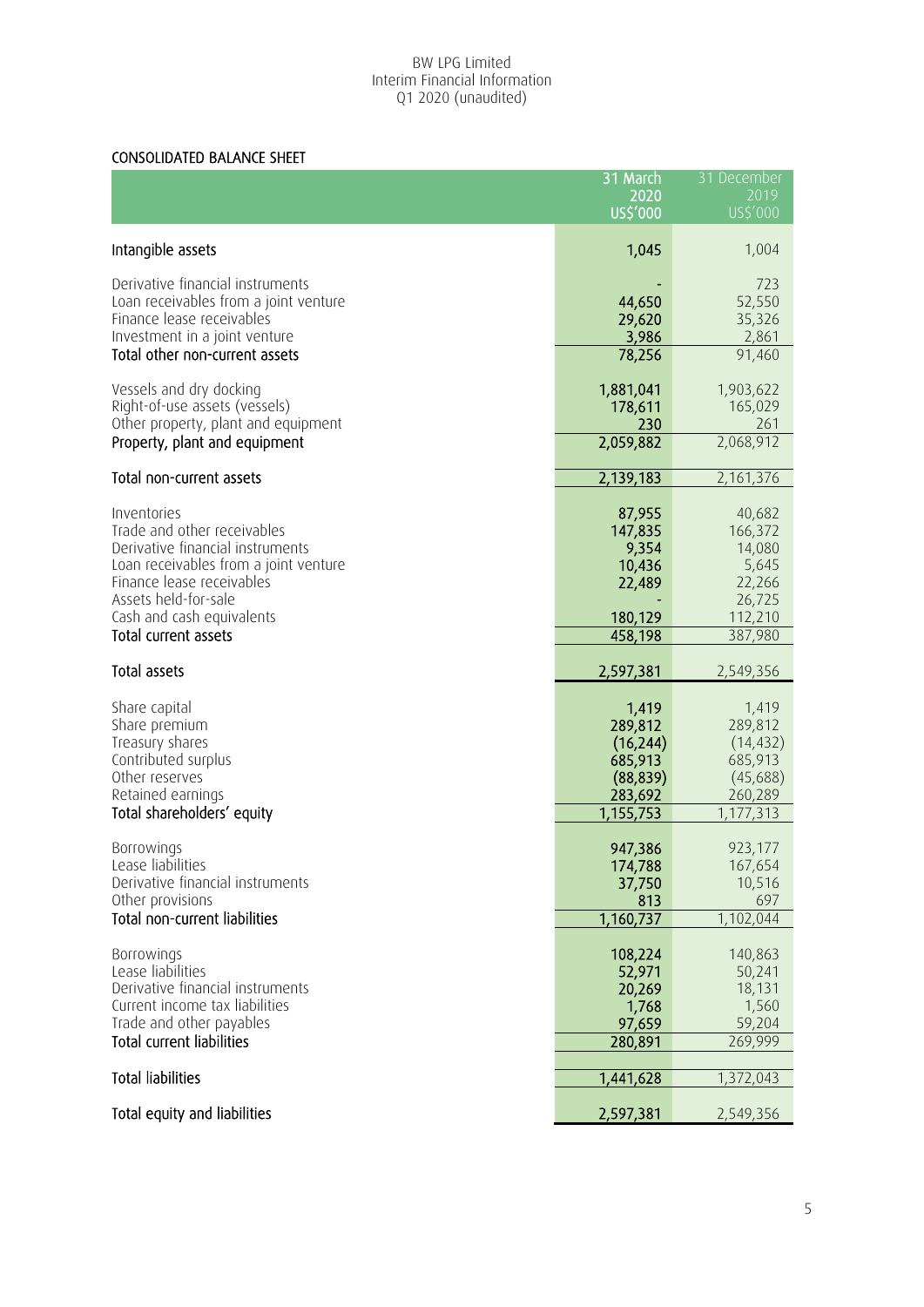## CONSOLIDATED BALANCE SHEET

| | 31 March 2020 US$'000 | 31 December 2019 US$'000 |
|---|---|---|
| **Intangible assets** | **1,045** | 1,004 |
| | | |
| Derivative financial instruments | - | 723 |
| Loan receivables from a joint venture | 44,650 | 52,550 |
| Finance lease receivables | 29,620 | 35,326 |
| Investment in a joint venture | 3,986 | 2,861 |
| **Total other non-current assets** | **78,256** | 91,460 |
| | | |
| Vessels and dry docking | 1,881,041 | 1,903,622 |
| Right-of-use assets (vessels) | 178,611 | 165,029 |
| Other property, plant and equipment | 230 | 261 |
| **Property, plant and equipment** | **2,059,882** | 2,068,912 |
| | | |
| **Total non-current assets** | **2,139,183** | 2,161,376 |
| | | |
| Inventories | 87,955 | 40,682 |
| Trade and other receivables | 147,835 | 166,372 |
| Derivative financial instruments | 9,354 | 14,080 |
| Loan receivables from a joint venture | 10,436 | 5,645 |
| Finance lease receivables | 22,489 | 22,266 |
| Assets held-for-sale | - | 26,725 |
| Cash and cash equivalents | 180,129 | 112,210 |
| **Total current assets** | **458,198** | 387,980 |
| | | |
| **Total assets** | **2,597,381** | 2,549,356 |
| | | |
| Share capital | 1,419 | 1,419 |
| Share premium | 289,812 | 289,812 |
| Treasury shares | (16,244) | (14,432) |
| Contributed surplus | 685,913 | 685,913 |
| Other reserves | (88,839) | (45,688) |
| Retained earnings | 283,692 | 260,289 |
| **Total shareholders' equity** | **1,155,753** | 1,177,313 |
| | | |
| Borrowings | 947,386 | 923,177 |
| Lease liabilities | 174,788 | 167,654 |
| Derivative financial instruments | 37,750 | 10,516 |
| Other provisions | 813 | 697 |
| **Total non-current liabilities** | **1,160,737** | 1,102,044 |
| | | |
| Borrowings | 108,224 | 140,863 |
| Lease liabilities | 52,971 | 50,241 |
| Derivative financial instruments | 20,269 | 18,131 |
| Current income tax liabilities | 1,768 | 1,560 |
| Trade and other payables | 97,659 | 59,204 |
| **Total current liabilities** | **280,891** | 269,999 |
| | | |
| **Total liabilities** | **1,441,628** | 1,372,043 |
| | | |
| **Total equity and liabilities** | **2,597,381** | 2,549,356 |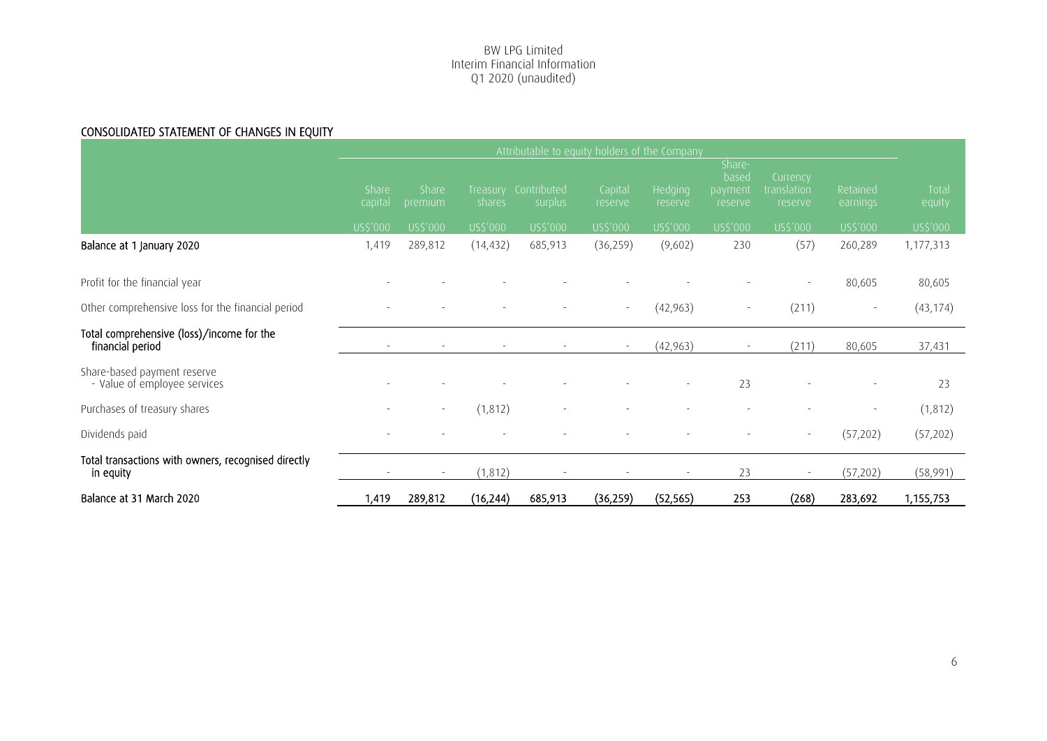## CONSOLIDATED STATEMENT OF CHANGES IN EQUITY

| | Attributable to equity holders of the Company | | | | | | | | | |
|---|---|---|---|---|---|---|---|---|---|---|
| | Share capital | Share premium | Treasury shares | Contributed surplus | Capital reserve | Hedging reserve | Share-based payment reserve | Currency translation reserve | Retained earnings | Total equity |
| | US$'000 | US$'000 | US$'000 | US$'000 | US$'000 | US$'000 | US$'000 | US$'000 | US$'000 | US$'000 |
| **Balance at 1 January 2020** | 1,419 | 289,812 | (14,432) | 685,913 | (36,259) | (9,602) | 230 | (57) | 260,289 | 1,177,313 |
| Profit for the financial year | - | - | - | - | - | - | - | - | 80,605 | 80,605 |
| Other comprehensive loss for the financial period | - | - | - | - | - | (42,963) | - | (211) | - | (43,174) |
| **Total comprehensive (loss)/income for the financial period** | - | - | - | - | - | (42,963) | - | (211) | 80,605 | 37,431 |
| Share-based payment reserve - Value of employee services | - | - | - | - | - | - | 23 | - | - | 23 |
| Purchases of treasury shares | - | - | (1,812) | - | - | - | - | - | - | (1,812) |
| Dividends paid | - | - | - | - | - | - | - | - | (57,202) | (57,202) |
| **Total transactions with owners, recognised directly in equity** | - | - | (1,812) | - | - | - | 23 | - | (57,202) | (58,991) |
| **Balance at 31 March 2020** | **1,419** | **289,812** | **(16,244)** | **685,913** | **(36,259)** | **(52,565)** | **253** | **(268)** | **283,692** | **1,155,753** |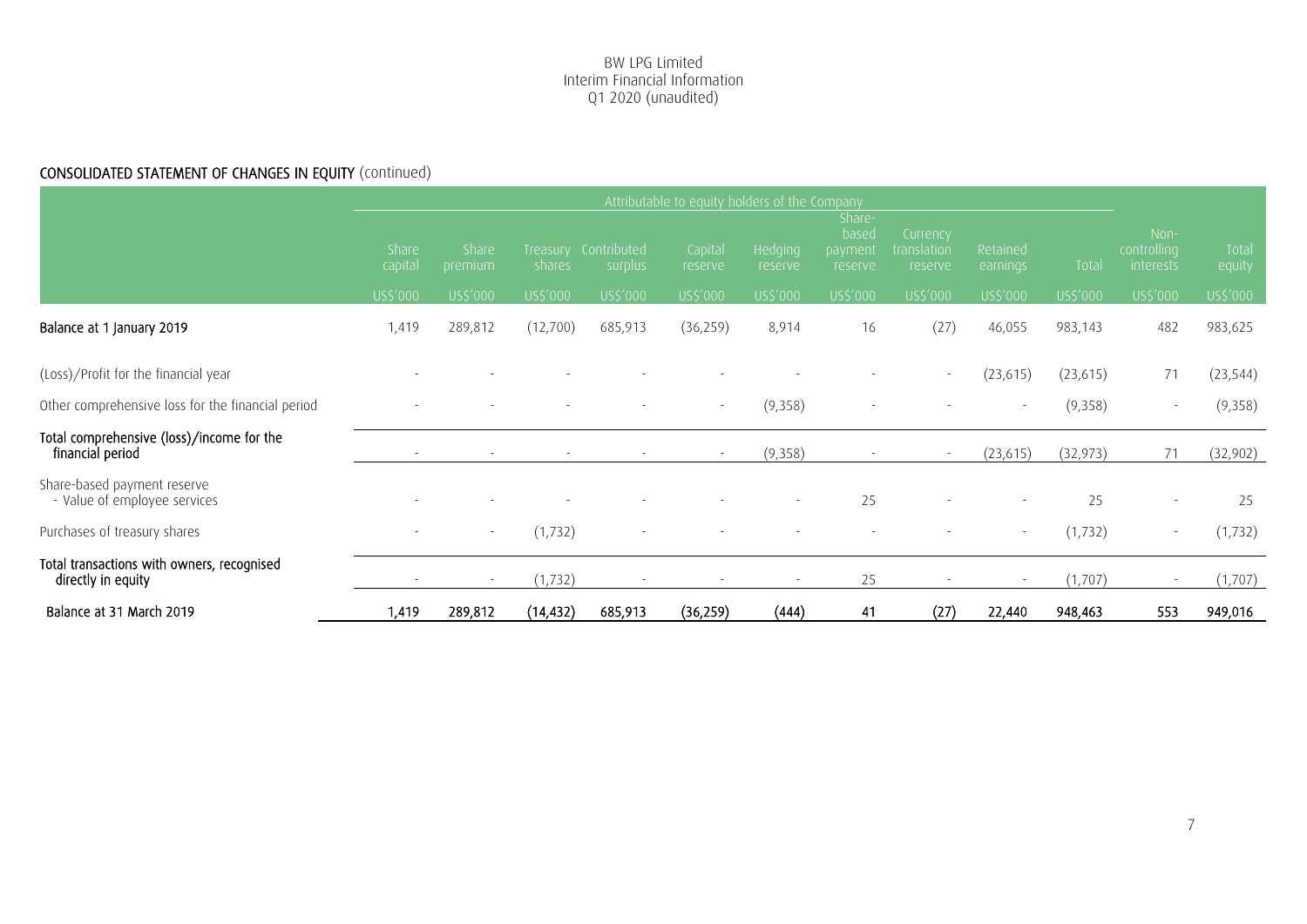## CONSOLIDATED STATEMENT OF CHANGES IN EQUITY (continued)

| | Attributable to equity holders of the Company | | | | | | | | | | | |
|---|---|---|---|---|---|---|---|---|---|---|---|---|
| | Share capital | Share premium | Treasury shares | Contributed surplus | Capital reserve | Hedging reserve | Share-based payment reserve | Currency translation reserve | Retained earnings | Total | Non-controlling interests | Total equity |
| | US$'000 | US$'000 | US$'000 | US$'000 | US$'000 | US$'000 | US$'000 | US$'000 | US$'000 | US$'000 | US$'000 | US$'000 |
| **Balance at 1 January 2019** | 1,419 | 289,812 | (12,700) | 685,913 | (36,259) | 8,914 | 16 | (27) | 46,055 | 983,143 | 482 | 983,625 |
| (Loss)/Profit for the financial year | - | - | - | - | - | - | - | - | (23,615) | (23,615) | 71 | (23,544) |
| Other comprehensive loss for the financial period | - | - | - | - | - | (9,358) | - | - | - | (9,358) | - | (9,358) |
| **Total comprehensive (loss)/income for the financial period** | - | - | - | - | - | (9,358) | - | - | (23,615) | (32,973) | 71 | (32,902) |
| Share-based payment reserve - Value of employee services | - | - | - | - | - | - | 25 | - | - | 25 | - | 25 |
| Purchases of treasury shares | - | - | (1,732) | - | - | - | - | - | - | (1,732) | - | (1,732) |
| **Total transactions with owners, recognised directly in equity** | - | - | (1,732) | - | - | - | 25 | - | - | (1,707) | - | (1,707) |
| **Balance at 31 March 2019** | **1,419** | **289,812** | **(14,432)** | **685,913** | **(36,259)** | **(444)** | **41** | **(27)** | **22,440** | **948,463** | **553** | **949,016** |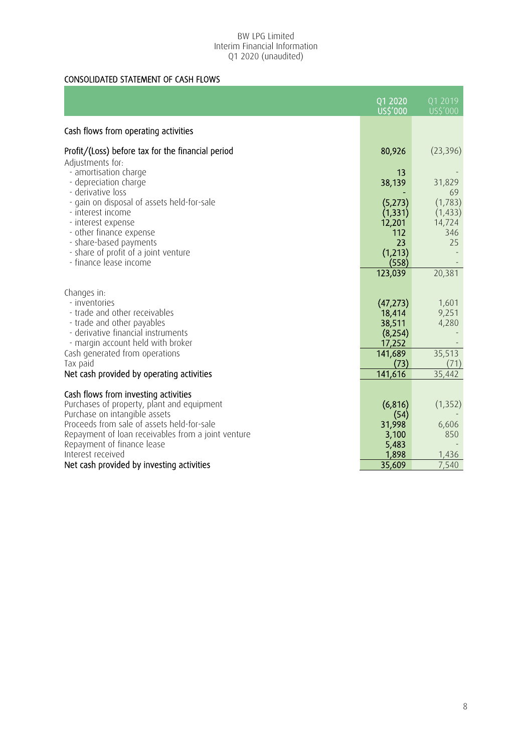## CONSOLIDATED STATEMENT OF CASH FLOWS

| | Q1 2020 US$'000 | Q1 2019 US$'000 |
|---|---|---|
| **Cash flows from operating activities** | | |
| Profit/(Loss) before tax for the financial period | 80,926 | (23,396) |
| Adjustments for: | | |
| - amortisation charge | 13 | - |
| - depreciation charge | 38,139 | 31,829 |
| - derivative loss | - | 69 |
| - gain on disposal of assets held-for-sale | (5,273) | (1,783) |
| - interest income | (1,331) | (1,433) |
| - interest expense | 12,201 | 14,724 |
| - other finance expense | 112 | 346 |
| - share-based payments | 23 | 25 |
| - share of profit of a joint venture | (1,213) | - |
| - finance lease income | (558) | - |
| | 123,039 | 20,381 |
| Changes in: | | |
| - inventories | (47,273) | 1,601 |
| - trade and other receivables | 18,414 | 9,251 |
| - trade and other payables | 38,511 | 4,280 |
| - derivative financial instruments | (8,254) | - |
| - margin account held with broker | 17,252 | - |
| Cash generated from operations | 141,689 | 35,513 |
| Tax paid | (73) | (71) |
| Net cash provided by operating activities | 141,616 | 35,442 |
| **Cash flows from investing activities** | | |
| Purchases of property, plant and equipment | (6,816) | (1,352) |
| Purchase on intangible assets | (54) | - |
| Proceeds from sale of assets held-for-sale | 31,998 | 6,606 |
| Repayment of loan receivables from a joint venture | 3,100 | 850 |
| Repayment of finance lease | 5,483 | - |
| Interest received | 1,898 | 1,436 |
| Net cash provided by investing activities | 35,609 | 7,540 |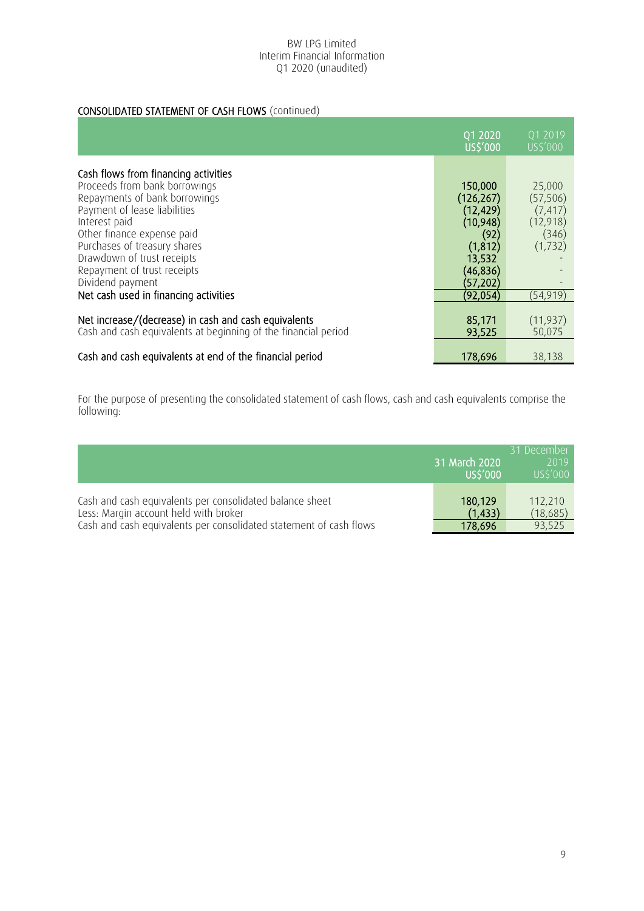## CONSOLIDATED STATEMENT OF CASH FLOWS (continued)

| | Q1 2020 US$'000 | Q1 2019 US$'000 |
|---|---|---|
| **Cash flows from financing activities** | | |
| Proceeds from bank borrowings | 150,000 | 25,000 |
| Repayments of bank borrowings | (126,267) | (57,506) |
| Payment of lease liabilities | (12,429) | (7,417) |
| Interest paid | (10,948) | (12,918) |
| Other finance expense paid | (92) | (346) |
| Purchases of treasury shares | (1,812) | (1,732) |
| Drawdown of trust receipts | 13,532 | - |
| Repayment of trust receipts | (46,836) | - |
| Dividend payment | (57,202) | - |
| **Net cash used in financing activities** | (92,054) | (54,919) |
| | | |
| **Net increase/(decrease) in cash and cash equivalents** | 85,171 | (11,937) |
| Cash and cash equivalents at beginning of the financial period | 93,525 | 50,075 |
| | | |
| **Cash and cash equivalents at end of the financial period** | 178,696 | 38,138 |

For the purpose of presenting the consolidated statement of cash flows, cash and cash equivalents comprise the following:

| | 31 March 2020 US$'000 | 31 December 2019 US$'000 |
|---|---|---|
| Cash and cash equivalents per consolidated balance sheet | 180,129 | 112,210 |
| Less: Margin account held with broker | (1,433) | (18,685) |
| Cash and cash equivalents per consolidated statement of cash flows | 178,696 | 93,525 |